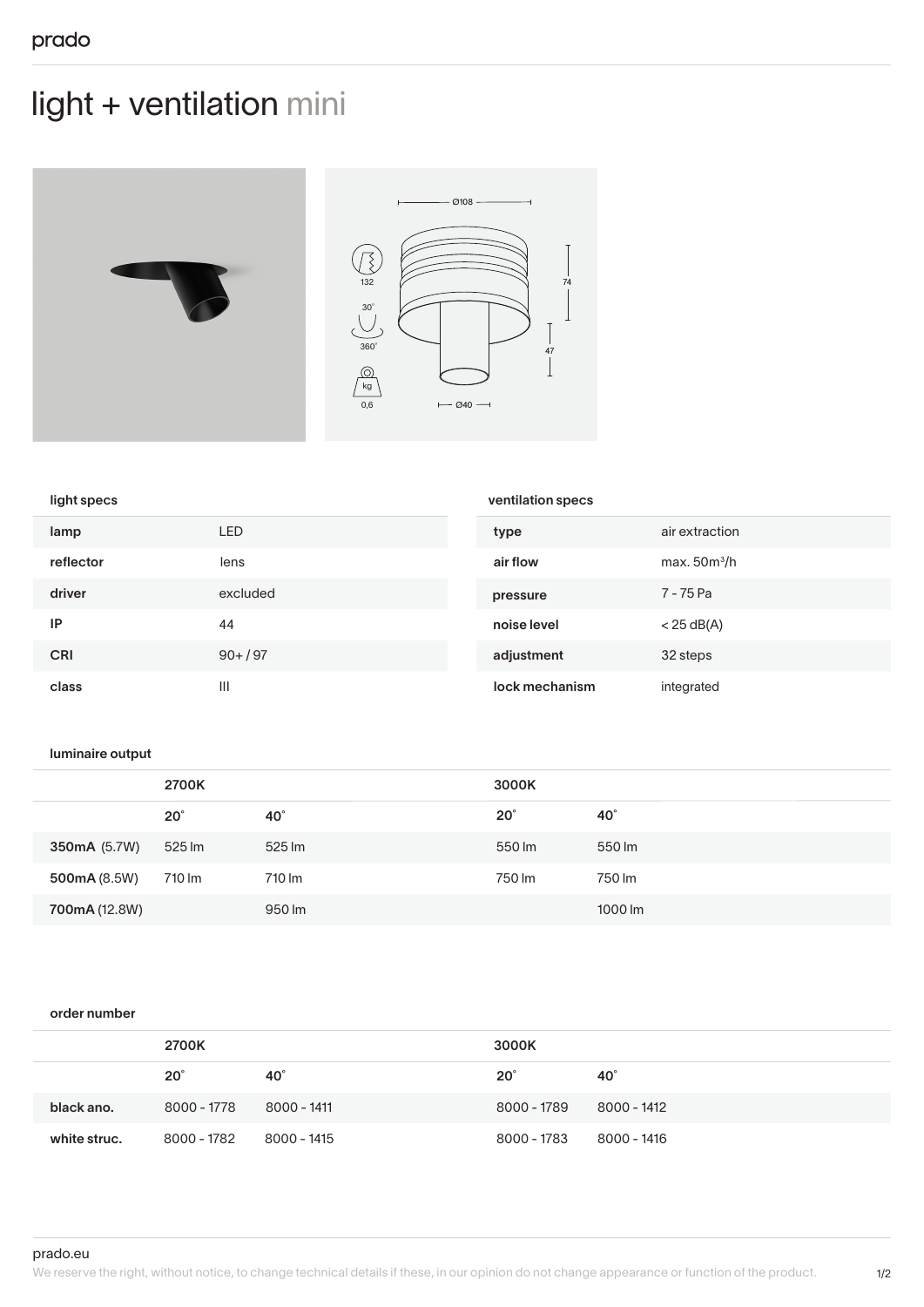# light + ventilation mini

Ø108

132

30°

360°

kg

0,6

74

47

Ø40

### light specs

| | |
|---|---|
| **lamp** | LED |
| **reflector** | lens |
| **driver** | excluded |
| **IP** | 44 |
| **CRI** | 90+ / 97 |
| **class** | III |

### ventilation specs

| | |
|---|---|
| **type** | air extraction |
| **air flow** | max. 50m³/h |
| **pressure** | 7 - 75 Pa |
| **noise level** | < 25 dB(A) |
| **adjustment** | 32 steps |
| **lock mechanism** | integrated |

### luminaire output

| | 2700K | | 3000K | |
|---|---|---|---|---|
| | **20°** | **40°** | **20°** | **40°** |
| **350mA** (5.7W) | 525 lm | 525 lm | 550 lm | 550 lm |
| **500mA** (8.5W) | 710 lm | 710 lm | 750 lm | 750 lm |
| **700mA** (12.8W) | | 950 lm | | 1000 lm |

### order number

| | 2700K | | 3000K | |
|---|---|---|---|---|
| | **20°** | **40°** | **20°** | **40°** |
| **black ano.** | 8000 - 1778 | 8000 - 1411 | 8000 - 1789 | 8000 - 1412 |
| **white struc.** | 8000 - 1782 | 8000 - 1415 | 8000 - 1783 | 8000 - 1416 |

prado.eu

We reserve the right, without notice, to change technical details if these, in our opinion do not change appearance or function of the product.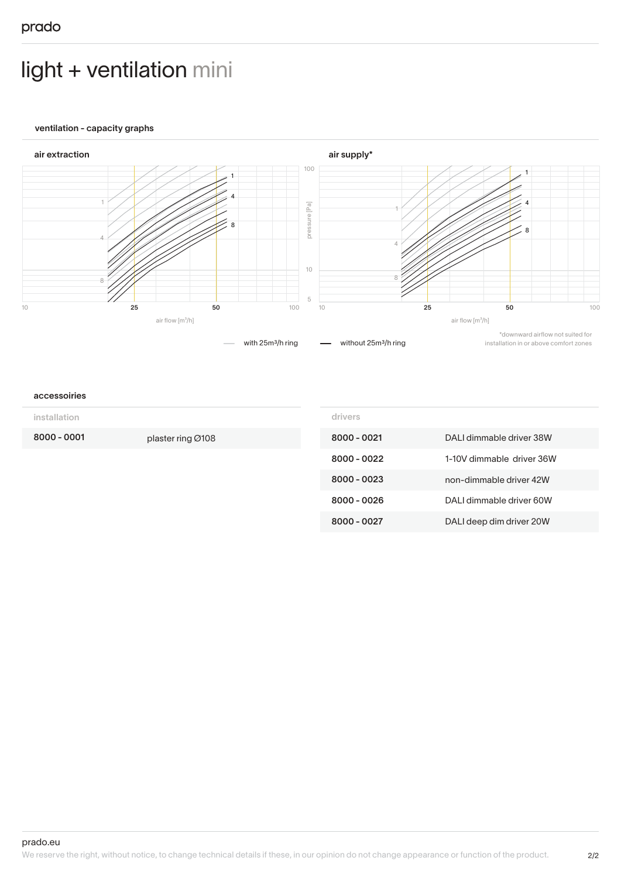# light + ventilation mini

### ventilation - capacity graphs

**air extraction**

1
4
8
1
4
8
10
25
50
100
air flow [m³/h]

**air supply***

100
pressure [Pa]
10
5
1
4
8
1
4
8
10
25
50
100
air flow [m³/h]

with 25m³/h ring

without 25m³/h ring

*downward airflow not suited for installation in or above comfort zones

### accessoiries

| installation | |
|---|---|
| **8000 - 0001** | plaster ring Ø108 |

| drivers | |
|---|---|
| **8000 - 0021** | DALI dimmable driver 38W |
| **8000 - 0022** | 1-10V dimmable driver 36W |
| **8000 - 0023** | non-dimmable driver 42W |
| **8000 - 0026** | DALI dimmable driver 60W |
| **8000 - 0027** | DALI deep dim driver 20W |

prado.eu

We reserve the right, without notice, to change technical details if these, in our opinion do not change appearance or function of the product.